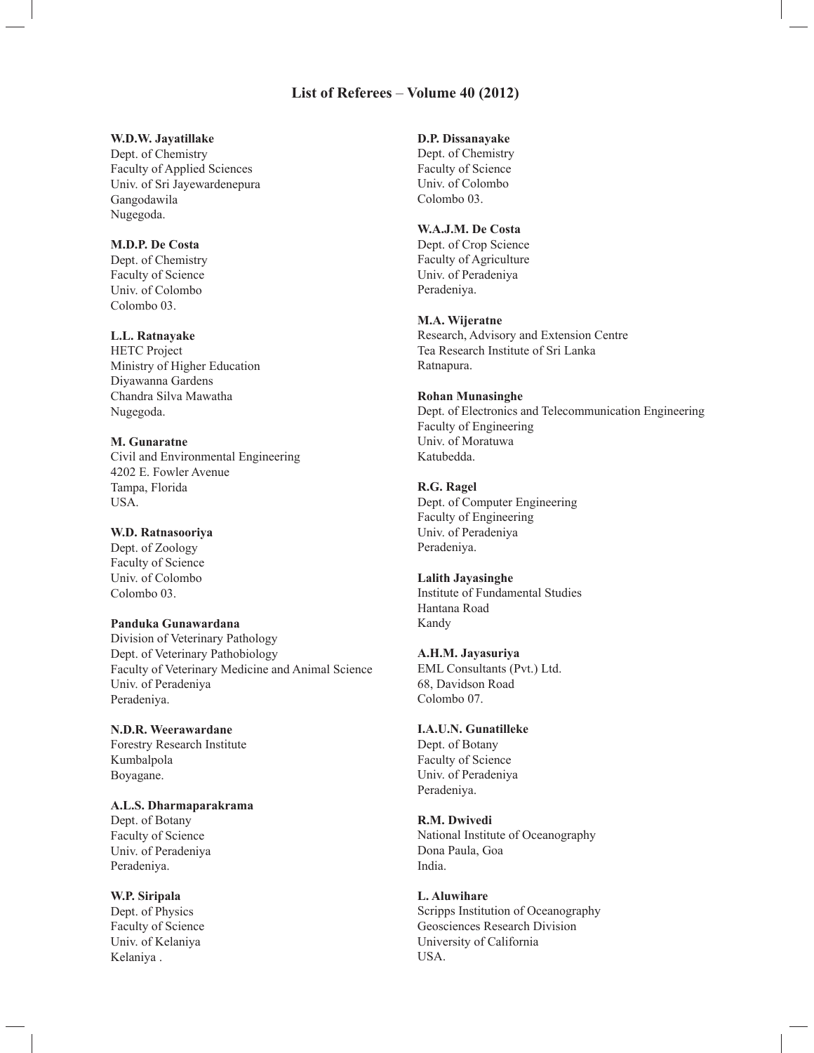# List of Referees – Volume 40 (2012)

**W.D.W. Jayatillake**
Dept. of Chemistry
Faculty of Applied Sciences
Univ. of Sri Jayewardenepura
Gangodawila
Nugegoda.

**M.D.P. De Costa**
Dept. of Chemistry
Faculty of Science
Univ. of Colombo
Colombo 03.

**L.L. Ratnayake**
HETC Project
Ministry of Higher Education
Diyawanna Gardens
Chandra Silva Mawatha
Nugegoda.

**M. Gunaratne**
Civil and Environmental Engineering
4202 E. Fowler Avenue
Tampa, Florida
USA.

**W.D. Ratnasooriya**
Dept. of Zoology
Faculty of Science
Univ. of Colombo
Colombo 03.

**Panduka Gunawardana**
Division of Veterinary Pathology
Dept. of Veterinary Pathobiology
Faculty of Veterinary Medicine and Animal Science
Univ. of Peradeniya
Peradeniya.

**N.D.R. Weerawardane**
Forestry Research Institute
Kumbalpola
Boyagane.

**A.L.S. Dharmaparakrama**
Dept. of Botany
Faculty of Science
Univ. of Peradeniya
Peradeniya.

**W.P. Siripala**
Dept. of Physics
Faculty of Science
Univ. of Kelaniya
Kelaniya .

**D.P. Dissanayake**
Dept. of Chemistry
Faculty of Science
Univ. of Colombo
Colombo 03.

**W.A.J.M. De Costa**
Dept. of Crop Science
Faculty of Agriculture
Univ. of Peradeniya
Peradeniya.

**M.A. Wijeratne**
Research, Advisory and Extension Centre
Tea Research Institute of Sri Lanka
Ratnapura.

**Rohan Munasinghe**
Dept. of Electronics and Telecommunication Engineering
Faculty of Engineering
Univ. of Moratuwa
Katubedda.

**R.G. Ragel**
Dept. of Computer Engineering
Faculty of Engineering
Univ. of Peradeniya
Peradeniya.

**Lalith Jayasinghe**
Institute of Fundamental Studies
Hantana Road
Kandy

**A.H.M. Jayasuriya**
EML Consultants (Pvt.) Ltd.
68, Davidson Road
Colombo 07.

**I.A.U.N. Gunatilleke**
Dept. of Botany
Faculty of Science
Univ. of Peradeniya
Peradeniya.

**R.M. Dwivedi**
National Institute of Oceanography
Dona Paula, Goa
India.

**L. Aluwihare**
Scripps Institution of Oceanography
Geosciences Research Division
University of California
USA.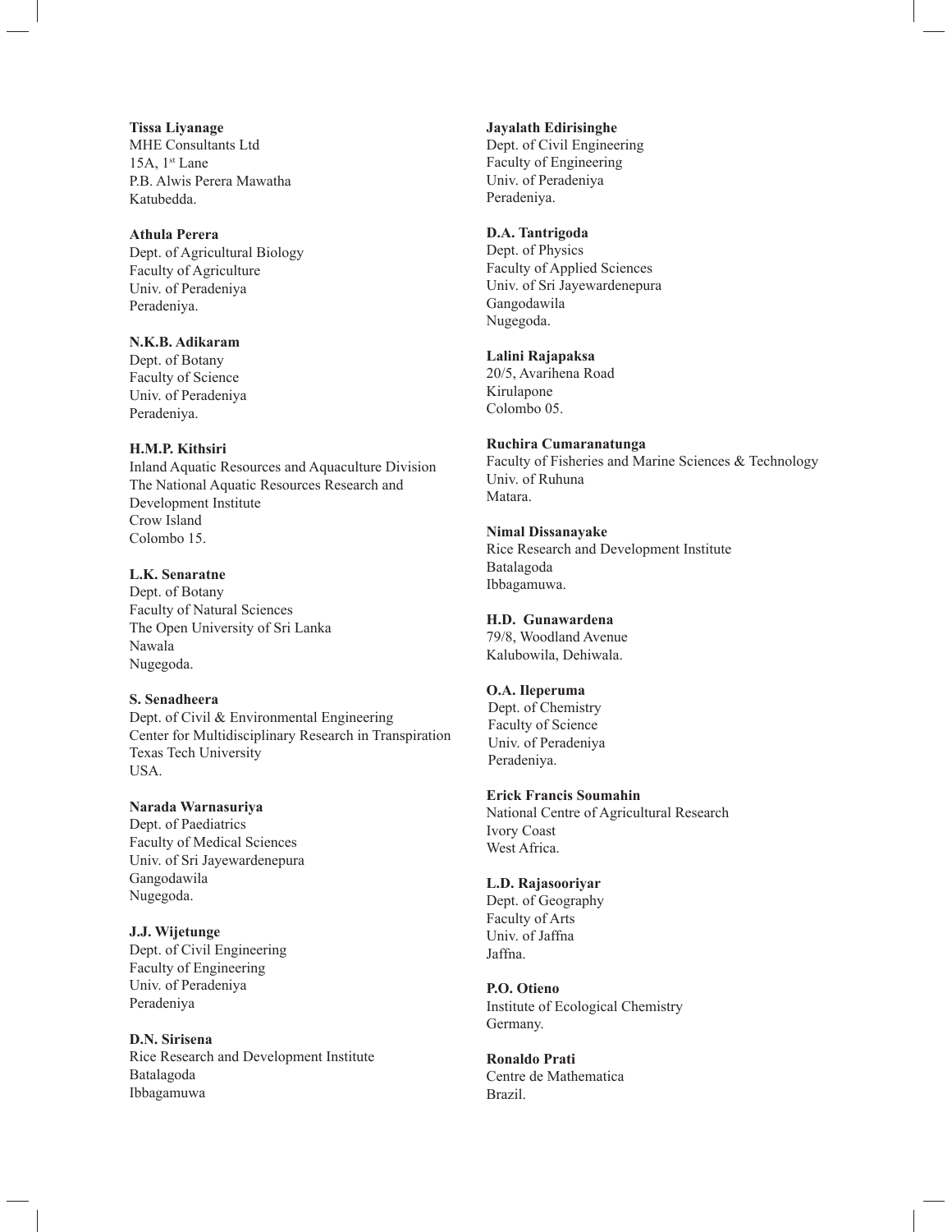**Tissa Liyanage**
MHE Consultants Ltd
15A, 1st Lane
P.B. Alwis Perera Mawatha
Katubedda.

**Athula Perera**
Dept. of Agricultural Biology
Faculty of Agriculture
Univ. of Peradeniya
Peradeniya.

**N.K.B. Adikaram**
Dept. of Botany
Faculty of Science
Univ. of Peradeniya
Peradeniya.

**H.M.P. Kithsiri**
Inland Aquatic Resources and Aquaculture Division
The National Aquatic Resources Research and Development Institute
Crow Island
Colombo 15.

**L.K. Senaratne**
Dept. of Botany
Faculty of Natural Sciences
The Open University of Sri Lanka
Nawala
Nugegoda.

**S. Senadheera**
Dept. of Civil & Environmental Engineering
Center for Multidisciplinary Research in Transpiration
Texas Tech University
USA.

**Narada Warnasuriya**
Dept. of Paediatrics
Faculty of Medical Sciences
Univ. of Sri Jayewardenepura
Gangodawila
Nugegoda.

**J.J. Wijetunge**
Dept. of Civil Engineering
Faculty of Engineering
Univ. of Peradeniya
Peradeniya

**D.N. Sirisena**
Rice Research and Development Institute
Batalagoda
Ibbagamuwa

**Jayalath Edirisinghe**
Dept. of Civil Engineering
Faculty of Engineering
Univ. of Peradeniya
Peradeniya.

**D.A. Tantrigoda**
Dept. of Physics
Faculty of Applied Sciences
Univ. of Sri Jayewardenepura
Gangodawila
Nugegoda.

**Lalini Rajapaksa**
20/5, Avarihena Road
Kirulapone
Colombo 05.

**Ruchira Cumaranatunga**
Faculty of Fisheries and Marine Sciences & Technology
Univ. of Ruhuna
Matara.

**Nimal Dissanayake**
Rice Research and Development Institute
Batalagoda
Ibbagamuwa.

**H.D. Gunawardena**
79/8, Woodland Avenue
Kalubowila, Dehiwala.

**O.A. Ileperuma**
Dept. of Chemistry
Faculty of Science
Univ. of Peradeniya
Peradeniya.

**Erick Francis Soumahin**
National Centre of Agricultural Research
Ivory Coast
West Africa.

**L.D. Rajasooriyar**
Dept. of Geography
Faculty of Arts
Univ. of Jaffna
Jaffna.

**P.O. Otieno**
Institute of Ecological Chemistry
Germany.

**Ronaldo Prati**
Centre de Mathematica
Brazil.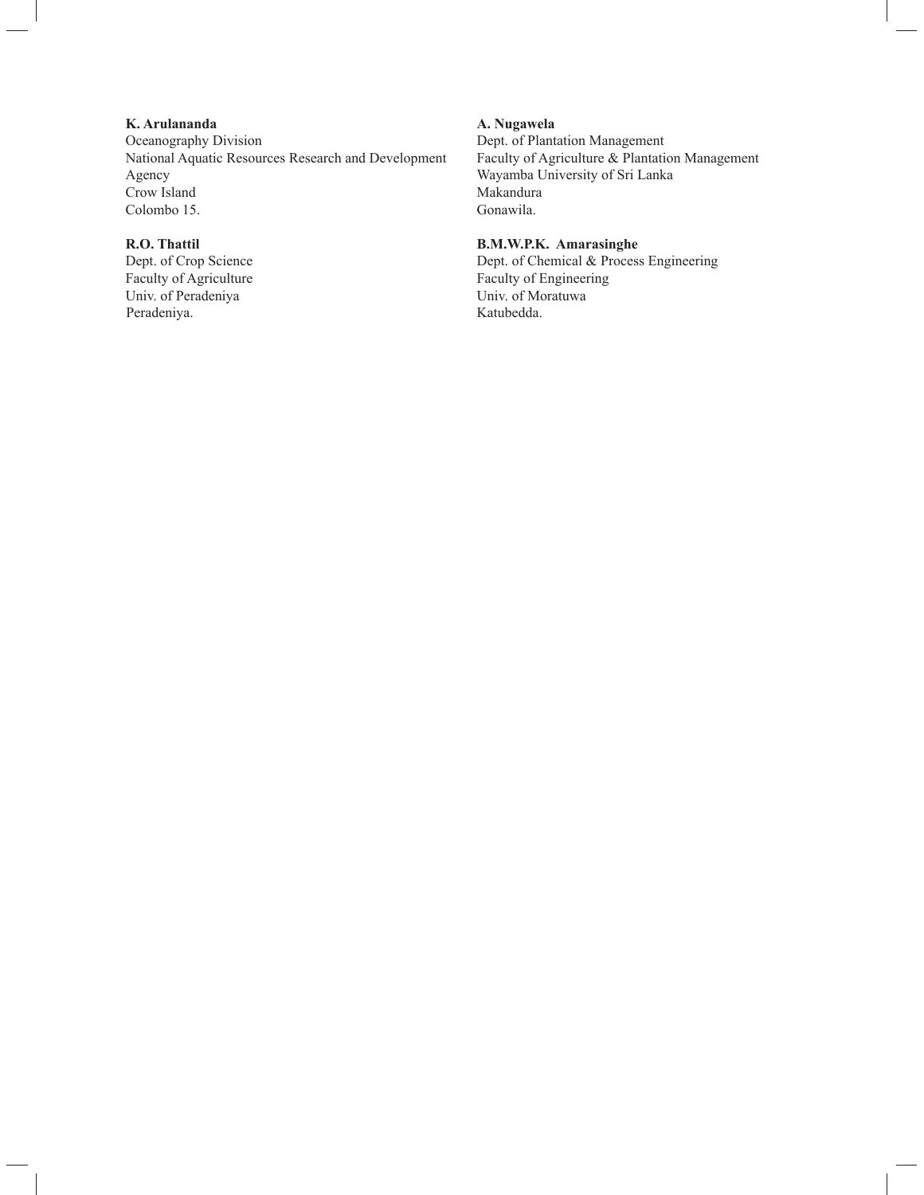**K. Arulananda**
Oceanography Division
National Aquatic Resources Research and Development Agency
Crow Island
Colombo 15.

**R.O. Thattil**
Dept. of Crop Science
Faculty of Agriculture
Univ. of Peradeniya
Peradeniya.

**A. Nugawela**
Dept. of Plantation Management
Faculty of Agriculture & Plantation Management
Wayamba University of Sri Lanka
Makandura
Gonawila.

**B.M.W.P.K. Amarasinghe**
Dept. of Chemical & Process Engineering
Faculty of Engineering
Univ. of Moratuwa
Katubedda.